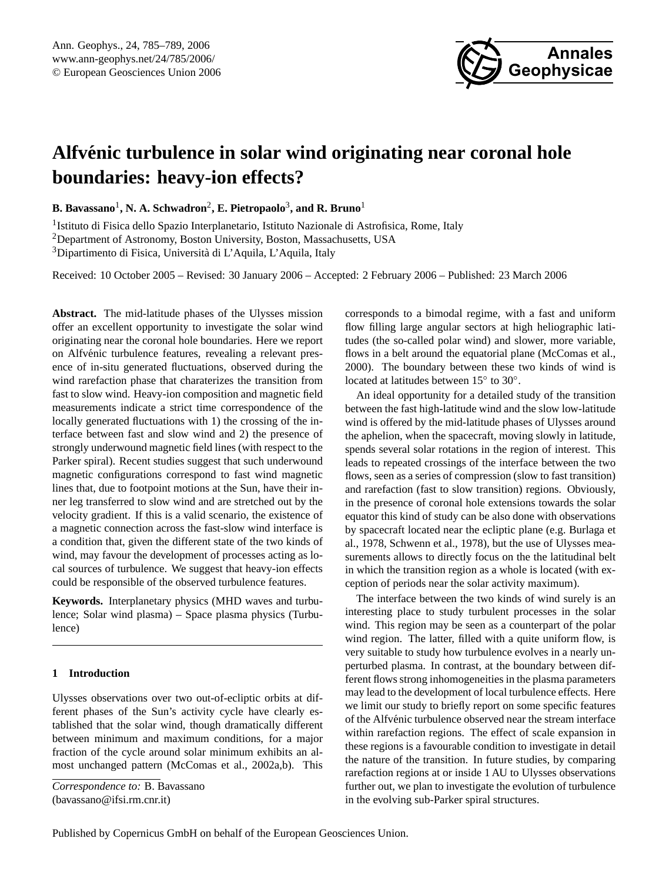# Alfvénic turbulence in solar wind originating near coronal hole boundaries: heavy-ion effects?

**B. Bavassano**[1], **N. A. Schwadron**[2], **E. Pietropaolo**[3], **and R. Bruno**[1]

[1]Istituto di Fisica dello Spazio Interplanetario, Istituto Nazionale di Astrofisica, Rome, Italy

[2]Department of Astronomy, Boston University, Boston, Massachusetts, USA

[3]Dipartimento di Fisica, Università di L'Aquila, L'Aquila, Italy

Received: 10 October 2005 – Revised: 30 January 2006 – Accepted: 2 February 2006 – Published: 23 March 2006

**Abstract.** The mid-latitude phases of the Ulysses mission offer an excellent opportunity to investigate the solar wind originating near the coronal hole boundaries. Here we report on Alfvénic turbulence features, revealing a relevant presence of in-situ generated fluctuations, observed during the wind rarefaction phase that charaterizes the transition from fast to slow wind. Heavy-ion composition and magnetic field measurements indicate a strict time correspondence of the locally generated fluctuations with 1) the crossing of the interface between fast and slow wind and 2) the presence of strongly underwound magnetic field lines (with respect to the Parker spiral). Recent studies suggest that such underwound magnetic configurations correspond to fast wind magnetic lines that, due to footpoint motions at the Sun, have their inner leg transferred to slow wind and are stretched out by the velocity gradient. If this is a valid scenario, the existence of a magnetic connection across the fast-slow wind interface is a condition that, given the different state of the two kinds of wind, may favour the development of processes acting as local sources of turbulence. We suggest that heavy-ion effects could be responsible of the observed turbulence features.

**Keywords.** Interplanetary physics (MHD waves and turbulence; Solar wind plasma) – Space plasma physics (Turbulence)

## 1 Introduction

Ulysses observations over two out-of-ecliptic orbits at different phases of the Sun's activity cycle have clearly established that the solar wind, though dramatically different between minimum and maximum conditions, for a major fraction of the cycle around solar minimum exhibits an almost unchanged pattern (McComas et al., 2002a,b). This corresponds to a bimodal regime, with a fast and uniform flow filling large angular sectors at high heliographic latitudes (the so-called polar wind) and slower, more variable, flows in a belt around the equatorial plane (McComas et al., 2000). The boundary between these two kinds of wind is located at latitudes between 15° to 30°.

An ideal opportunity for a detailed study of the transition between the fast high-latitude wind and the slow low-latitude wind is offered by the mid-latitude phases of Ulysses around the aphelion, when the spacecraft, moving slowly in latitude, spends several solar rotations in the region of interest. This leads to repeated crossings of the interface between the two flows, seen as a series of compression (slow to fast transition) and rarefaction (fast to slow transition) regions. Obviously, in the presence of coronal hole extensions towards the solar equator this kind of study can be also done with observations by spacecraft located near the ecliptic plane (e.g. Burlaga et al., 1978, Schwenn et al., 1978), but the use of Ulysses measurements allows to directly focus on the the latitudinal belt in which the transition region as a whole is located (with exception of periods near the solar activity maximum).

The interface between the two kinds of wind surely is an interesting place to study turbulent processes in the solar wind. This region may be seen as a counterpart of the polar wind region. The latter, filled with a quite uniform flow, is very suitable to study how turbulence evolves in a nearly unperturbed plasma. In contrast, at the boundary between different flows strong inhomogeneities in the plasma parameters may lead to the development of local turbulence effects. Here we limit our study to briefly report on some specific features of the Alfvénic turbulence observed near the stream interface within rarefaction regions. The effect of scale expansion in these regions is a favourable condition to investigate in detail the nature of the transition. In future studies, by comparing rarefaction regions at or inside 1 AU to Ulysses observations further out, we plan to investigate the evolution of turbulence in the evolving sub-Parker spiral structures.

*Correspondence to:* B. Bavassano (bavassano@ifsi.rm.cnr.it)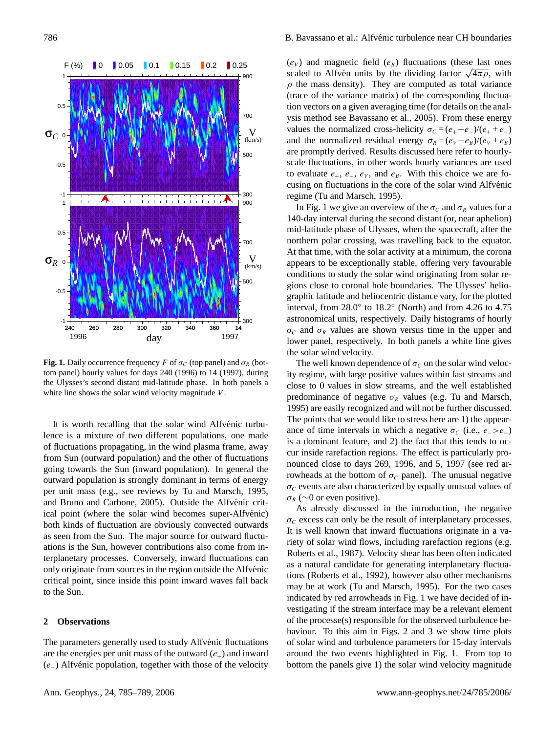**Fig. 1.** Daily occurrence frequency $F$ of $\sigma_C$ (top panel) and $\sigma_R$ (bottom panel) hourly values for days 240 (1996) to 14 (1997), during the Ulysses's second distant mid-latitude phase. In both panels a white line shows the solar wind velocity magnitude $V$.

It is worth recalling that the solar wind Alfvénic turbulence is a mixture of two different populations, one made of fluctuations propagating, in the wind plasma frame, away from Sun (outward population) and the other of fluctuations going towards the Sun (inward population). In general the outward population is strongly dominant in terms of energy per unit mass (e.g., see reviews by Tu and Marsch, 1995, and Bruno and Carbone, 2005). Outside the Alfvénic critical point (where the solar wind becomes super-Alfvénic) both kinds of fluctuation are obviously convected outwards as seen from the Sun. The major source for outward fluctuations is the Sun, however contributions also come from interplanetary processes. Conversely, inward fluctuations can only originate from sources in the region outside the Alfvénic critical point, since inside this point inward waves fall back to the Sun.

## 2 Observations

The parameters generally used to study Alfvénic fluctuations are the energies per unit mass of the outward ($e_+$) and inward ($e_-$) Alfvénic population, together with those of the velocity ($e_V$) and magnetic field ($e_B$) fluctuations (these last ones scaled to Alfvén units by the dividing factor $\sqrt{4\pi\rho}$, with $\rho$ the mass density). They are computed as total variance (trace of the variance matrix) of the corresponding fluctuation vectors on a given averaging time (for details on the analysis method see Bavassano et al., 2005). From these energy values the normalized cross-helicity $\sigma_C = (e_+ - e_-)/(e_+ + e_-)$ and the normalized residual energy $\sigma_R = (e_V - e_B)/(e_V + e_B)$ are promptly derived. Results discussed here refer to hourly-scale fluctuations, in other words hourly variances are used to evaluate $e_+$, $e_-$, $e_V$, and $e_B$. With this choice we are focusing on fluctuations in the core of the solar wind Alfvénic regime (Tu and Marsch, 1995).

In Fig. 1 we give an overview of the $\sigma_C$ and $\sigma_R$ values for a 140-day interval during the second distant (or, near aphelion) mid-latitude phase of Ulysses, when the spacecraft, after the northern polar crossing, was travelling back to the equator. At that time, with the solar activity at a minimum, the corona appears to be exceptionally stable, offering very favourable conditions to study the solar wind originating from solar regions close to coronal hole boundaries. The Ulysses' heliographic latitude and heliocentric distance vary, for the plotted interval, from 28.0° to 18.2° (North) and from 4.26 to 4.75 astronomical units, respectively. Daily histograms of hourly $\sigma_C$ and $\sigma_R$ values are shown versus time in the upper and lower panel, respectively. In both panels a white line gives the solar wind velocity.

The well known dependence of $\sigma_C$ on the solar wind velocity regime, with large positive values within fast streams and close to 0 values in slow streams, and the well established predominance of negative $\sigma_R$ values (e.g. Tu and Marsch, 1995) are easily recognized and will not be further discussed. The points that we would like to stress here are 1) the appearance of time intervals in which a negative $\sigma_C$ (i.e., $e_- > e_+$) is a dominant feature, and 2) the fact that this tends to occur inside rarefaction regions. The effect is particularly pronounced close to days 269, 1996, and 5, 1997 (see red arrowheads at the bottom of $\sigma_C$ panel). The unusual negative $\sigma_C$ events are also characterized by equally unusual values of $\sigma_R$ ($\sim$0 or even positive).

As already discussed in the introduction, the negative $\sigma_C$ excess can only be the result of interplanetary processes. It is well known that inward fluctuations originate in a variety of solar wind flows, including rarefaction regions (e.g. Roberts et al., 1987). Velocity shear has been often indicated as a natural candidate for generating interplanetary fluctuations (Roberts et al., 1992), however also other mechanisms may be at work (Tu and Marsch, 1995). For the two cases indicated by red arrowheads in Fig. 1 we have decided of investigating if the stream interface may be a relevant element of the process(es) responsible for the observed turbulence behaviour. To this aim in Figs. 2 and 3 we show time plots of solar wind and turbulence parameters for 15-day intervals around the two events highlighted in Fig. 1. From top to bottom the panels give 1) the solar wind velocity magnitude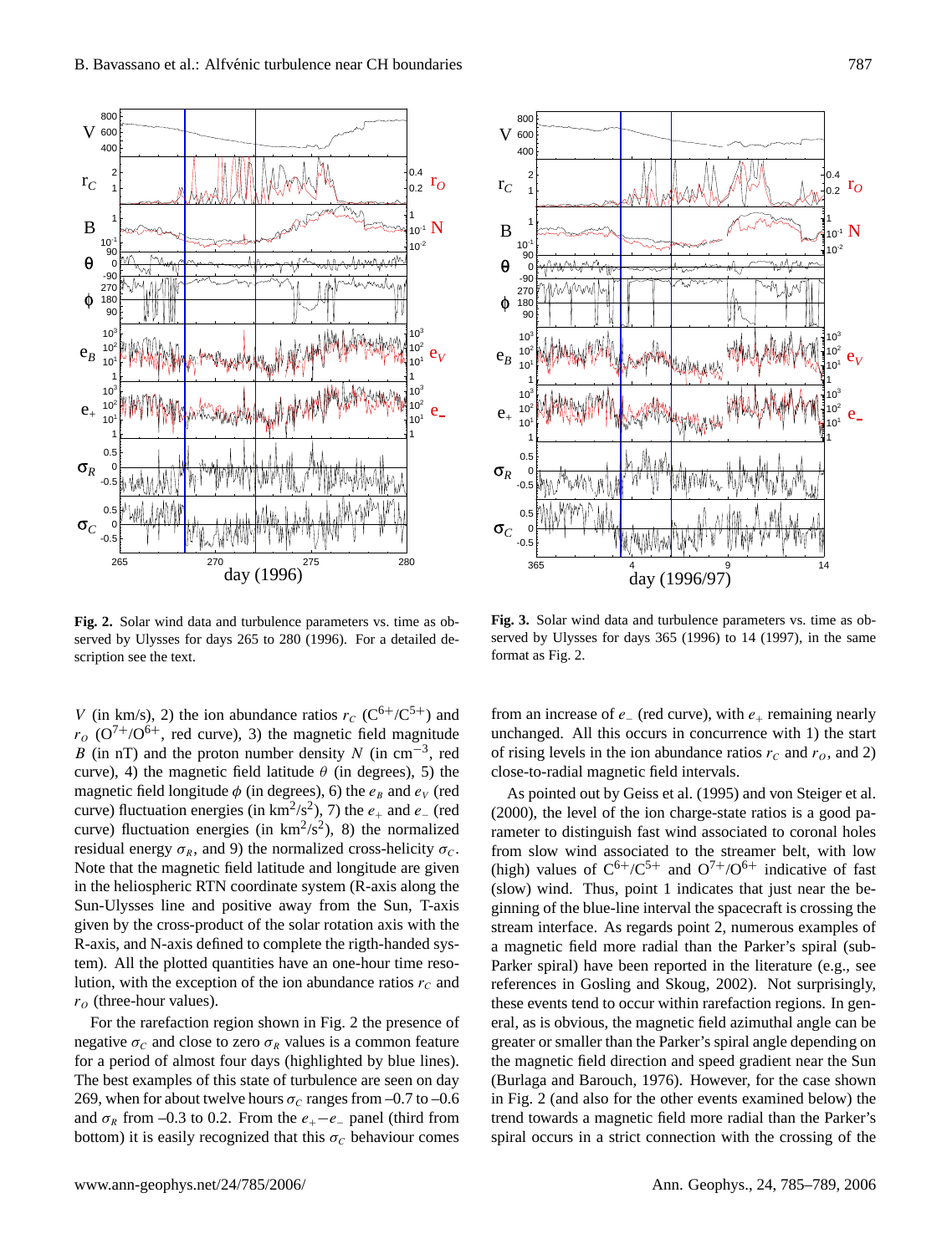**Fig. 2.** Solar wind data and turbulence parameters vs. time as observed by Ulysses for days 265 to 280 (1996). For a detailed description see the text.

**Fig. 3.** Solar wind data and turbulence parameters vs. time as observed by Ulysses for days 365 (1996) to 14 (1997), in the same format as Fig. 2.

$V$ (in km/s), 2) the ion abundance ratios $r_C$ ($C^{6+}/C^{5+}$) and $r_O$ ($O^{7+}/O^{6+}$, red curve), 3) the magnetic field magnitude $B$ (in nT) and the proton number density $N$ (in $cm^{-3}$, red curve), 4) the magnetic field latitude $\theta$ (in degrees), 5) the magnetic field longitude $\phi$ (in degrees), 6) the $e_B$ and $e_V$ (red curve) fluctuation energies (in $km^2/s^2$), 7) the $e_+$ and $e_-$ (red curve) fluctuation energies (in $km^2/s^2$), 8) the normalized residual energy $\sigma_R$, and 9) the normalized cross-helicity $\sigma_C$. Note that the magnetic field latitude and longitude are given in the heliospheric RTN coordinate system (R-axis along the Sun-Ulysses line and positive away from the Sun, T-axis given by the cross-product of the solar rotation axis with the R-axis, and N-axis defined to complete the rigth-handed system). All the plotted quantities have an one-hour time resolution, with the exception of the ion abundance ratios $r_C$ and $r_O$ (three-hour values).

For the rarefaction region shown in Fig. 2 the presence of negative $\sigma_C$ and close to zero $\sigma_R$ values is a common feature for a period of almost four days (highlighted by blue lines). The best examples of this state of turbulence are seen on day 269, when for about twelve hours $\sigma_C$ ranges from –0.7 to –0.6 and $\sigma_R$ from –0.3 to 0.2. From the $e_+ - e_-$ panel (third from bottom) it is easily recognized that this $\sigma_C$ behaviour comes from an increase of $e_-$ (red curve), with $e_+$ remaining nearly unchanged. All this occurs in concurrence with 1) the start of rising levels in the ion abundance ratios $r_C$ and $r_O$, and 2) close-to-radial magnetic field intervals.

As pointed out by Geiss et al. (1995) and von Steiger et al. (2000), the level of the ion charge-state ratios is a good parameter to distinguish fast wind associated to coronal holes from slow wind associated to the streamer belt, with low (high) values of $C^{6+}/C^{5+}$ and $O^{7+}/O^{6+}$ indicative of fast (slow) wind. Thus, point 1 indicates that just near the beginning of the blue-line interval the spacecraft is crossing the stream interface. As regards point 2, numerous examples of a magnetic field more radial than the Parker's spiral (sub-Parker spiral) have been reported in the literature (e.g., see references in Gosling and Skoug, 2002). Not surprisingly, these events tend to occur within rarefaction regions. In general, as is obvious, the magnetic field azimuthal angle can be greater or smaller than the Parker's spiral angle depending on the magnetic field direction and speed gradient near the Sun (Burlaga and Barouch, 1976). However, for the case shown in Fig. 2 (and also for the other events examined below) the trend towards a magnetic field more radial than the Parker's spiral occurs in a strict connection with the crossing of the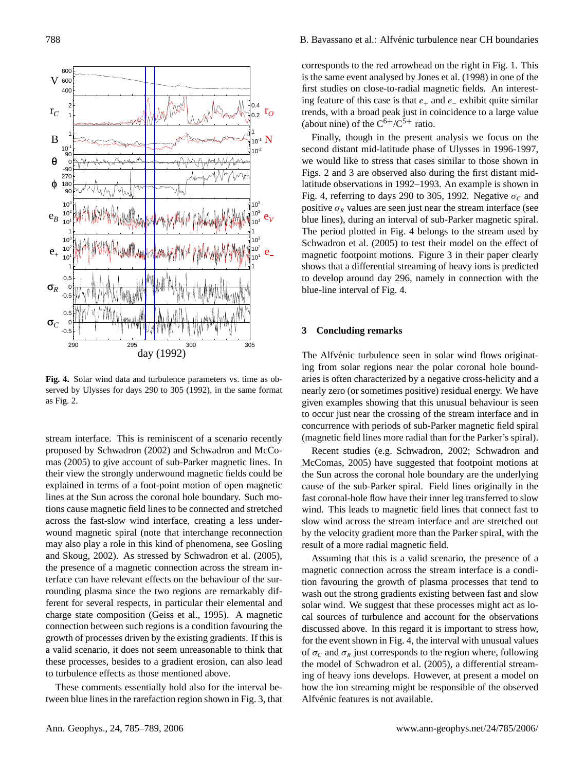**Fig. 4.** Solar wind data and turbulence parameters vs. time as observed by Ulysses for days 290 to 305 (1992), in the same format as Fig. 2.

stream interface. This is reminiscent of a scenario recently proposed by Schwadron (2002) and Schwadron and McComas (2005) to give account of sub-Parker magnetic lines. In their view the strongly underwound magnetic fields could be explained in terms of a foot-point motion of open magnetic lines at the Sun across the coronal hole boundary. Such motions cause magnetic field lines to be connected and stretched across the fast-slow wind interface, creating a less underwound magnetic spiral (note that interchange reconnection may also play a role in this kind of phenomena, see Gosling and Skoug, 2002). As stressed by Schwadron et al. (2005), the presence of a magnetic connection across the stream interface can have relevant effects on the behaviour of the surrounding plasma since the two regions are remarkably different for several respects, in particular their elemental and charge state composition (Geiss et al., 1995). A magnetic connection between such regions is a condition favouring the growth of processes driven by the existing gradients. If this is a valid scenario, it does not seem unreasonable to think that these processes, besides to a gradient erosion, can also lead to turbulence effects as those mentioned above.

These comments essentially hold also for the interval between blue lines in the rarefaction region shown in Fig. 3, that corresponds to the red arrowhead on the right in Fig. 1. This is the same event analysed by Jones et al. (1998) in one of the first studies on close-to-radial magnetic fields. An interesting feature of this case is that $e_+$ and $e_-$ exhibit quite similar trends, with a broad peak just in coincidence to a large value (about nine) of the $C^{6+}/C^{5+}$ ratio.

Finally, though in the present analysis we focus on the second distant mid-latitude phase of Ulysses in 1996-1997, we would like to stress that cases similar to those shown in Figs. 2 and 3 are observed also during the first distant mid-latitude observations in 1992–1993. An example is shown in Fig. 4, referring to days 290 to 305, 1992. Negative $\sigma_C$ and positive $\sigma_R$ values are seen just near the stream interface (see blue lines), during an interval of sub-Parker magnetic spiral. The period plotted in Fig. 4 belongs to the stream used by Schwadron et al. (2005) to test their model on the effect of magnetic footpoint motions. Figure 3 in their paper clearly shows that a differential streaming of heavy ions is predicted to develop around day 296, namely in connection with the blue-line interval of Fig. 4.

## 3 Concluding remarks

The Alfvénic turbulence seen in solar wind flows originating from solar regions near the polar coronal hole boundaries is often characterized by a negative cross-helicity and a nearly zero (or sometimes positive) residual energy. We have given examples showing that this unusual behaviour is seen to occur just near the crossing of the stream interface and in concurrence with periods of sub-Parker magnetic field spiral (magnetic field lines more radial than for the Parker's spiral).

Recent studies (e.g. Schwadron, 2002; Schwadron and McComas, 2005) have suggested that footpoint motions at the Sun across the coronal hole boundary are the underlying cause of the sub-Parker spiral. Field lines originally in the fast coronal-hole flow have their inner leg transferred to slow wind. This leads to magnetic field lines that connect fast to slow wind across the stream interface and are stretched out by the velocity gradient more than the Parker spiral, with the result of a more radial magnetic field.

Assuming that this is a valid scenario, the presence of a magnetic connection across the stream interface is a condition favouring the growth of plasma processes that tend to wash out the strong gradients existing between fast and slow solar wind. We suggest that these processes might act as local sources of turbulence and account for the observations discussed above. In this regard it is important to stress how, for the event shown in Fig. 4, the interval with unusual values of $\sigma_C$ and $\sigma_R$ just corresponds to the region where, following the model of Schwadron et al. (2005), a differential streaming of heavy ions develops. However, at present a model on how the ion streaming might be responsible of the observed Alfvénic features is not available.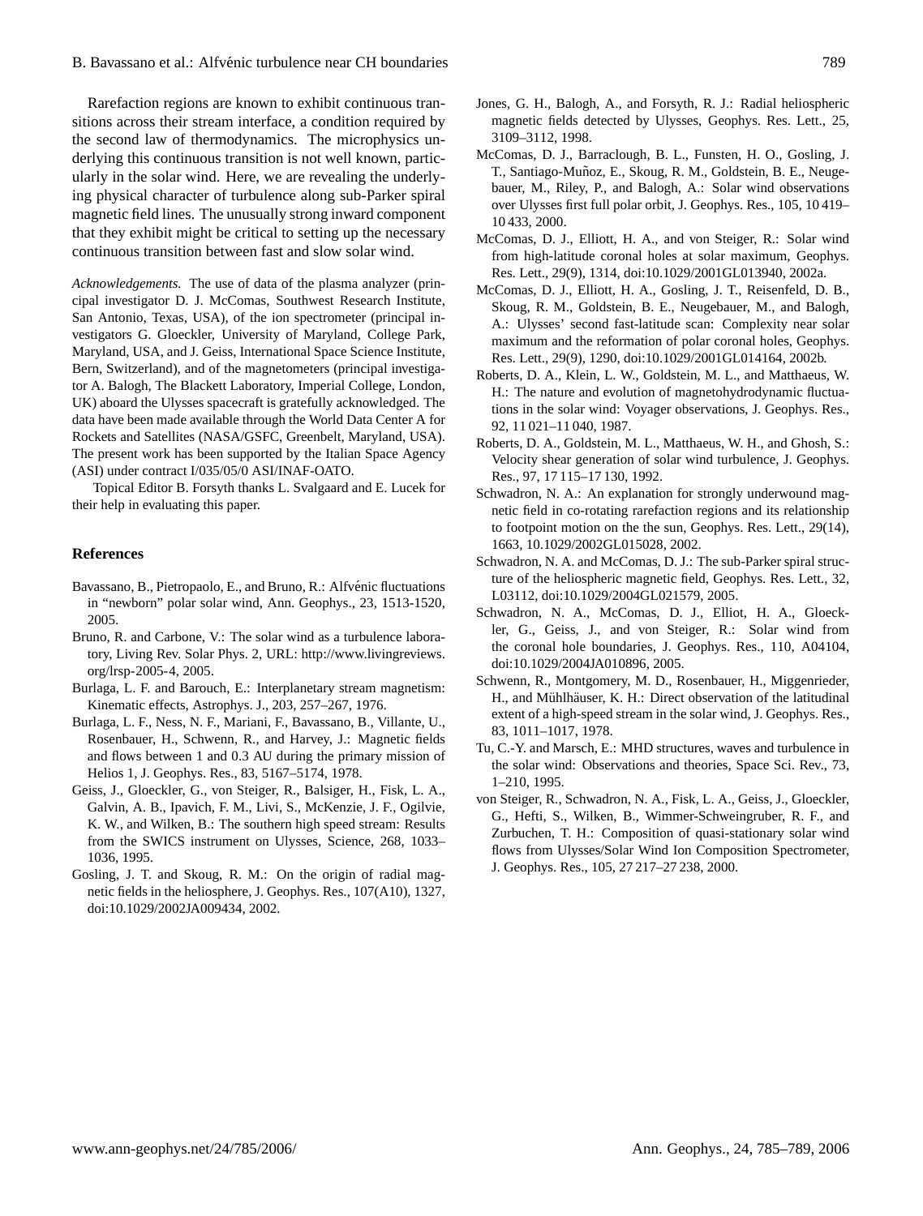Rarefaction regions are known to exhibit continuous transitions across their stream interface, a condition required by the second law of thermodynamics. The microphysics underlying this continuous transition is not well known, particularly in the solar wind. Here, we are revealing the underlying physical character of turbulence along sub-Parker spiral magnetic field lines. The unusually strong inward component that they exhibit might be critical to setting up the necessary continuous transition between fast and slow solar wind.

*Acknowledgements.* The use of data of the plasma analyzer (principal investigator D. J. McComas, Southwest Research Institute, San Antonio, Texas, USA), of the ion spectrometer (principal investigators G. Gloeckler, University of Maryland, College Park, Maryland, USA, and J. Geiss, International Space Science Institute, Bern, Switzerland), and of the magnetometers (principal investigator A. Balogh, The Blackett Laboratory, Imperial College, London, UK) aboard the Ulysses spacecraft is gratefully acknowledged. The data have been made available through the World Data Center A for Rockets and Satellites (NASA/GSFC, Greenbelt, Maryland, USA). The present work has been supported by the Italian Space Agency (ASI) under contract I/035/05/0 ASI/INAF-OATO.

Topical Editor B. Forsyth thanks L. Svalgaard and E. Lucek for their help in evaluating this paper.

## References

Bavassano, B., Pietropaolo, E., and Bruno, R.: Alfvénic fluctuations in "newborn" polar solar wind, Ann. Geophys., 23, 1513-1520, 2005.

Bruno, R. and Carbone, V.: The solar wind as a turbulence laboratory, Living Rev. Solar Phys. 2, URL: http://www.livingreviews.org/lrsp-2005-4, 2005.

Burlaga, L. F. and Barouch, E.: Interplanetary stream magnetism: Kinematic effects, Astrophys. J., 203, 257–267, 1976.

Burlaga, L. F., Ness, N. F., Mariani, F., Bavassano, B., Villante, U., Rosenbauer, H., Schwenn, R., and Harvey, J.: Magnetic fields and flows between 1 and 0.3 AU during the primary mission of Helios 1, J. Geophys. Res., 83, 5167–5174, 1978.

Geiss, J., Gloeckler, G., von Steiger, R., Balsiger, H., Fisk, L. A., Galvin, A. B., Ipavich, F. M., Livi, S., McKenzie, J. F., Ogilvie, K. W., and Wilken, B.: The southern high speed stream: Results from the SWICS instrument on Ulysses, Science, 268, 1033–1036, 1995.

Gosling, J. T. and Skoug, R. M.: On the origin of radial magnetic fields in the heliosphere, J. Geophys. Res., 107(A10), 1327, doi:10.1029/2002JA009434, 2002.

Jones, G. H., Balogh, A., and Forsyth, R. J.: Radial heliospheric magnetic fields detected by Ulysses, Geophys. Res. Lett., 25, 3109–3112, 1998.

McComas, D. J., Barraclough, B. L., Funsten, H. O., Gosling, J. T., Santiago-Muñoz, E., Skoug, R. M., Goldstein, B. E., Neugebauer, M., Riley, P., and Balogh, A.: Solar wind observations over Ulysses first full polar orbit, J. Geophys. Res., 105, 10 419–10 433, 2000.

McComas, D. J., Elliott, H. A., and von Steiger, R.: Solar wind from high-latitude coronal holes at solar maximum, Geophys. Res. Lett., 29(9), 1314, doi:10.1029/2001GL013940, 2002a.

McComas, D. J., Elliott, H. A., Gosling, J. T., Reisenfeld, D. B., Skoug, R. M., Goldstein, B. E., Neugebauer, M., and Balogh, A.: Ulysses' second fast-latitude scan: Complexity near solar maximum and the reformation of polar coronal holes, Geophys. Res. Lett., 29(9), 1290, doi:10.1029/2001GL014164, 2002b.

Roberts, D. A., Klein, L. W., Goldstein, M. L., and Matthaeus, W. H.: The nature and evolution of magnetohydrodynamic fluctuations in the solar wind: Voyager observations, J. Geophys. Res., 92, 11 021–11 040, 1987.

Roberts, D. A., Goldstein, M. L., Matthaeus, W. H., and Ghosh, S.: Velocity shear generation of solar wind turbulence, J. Geophys. Res., 97, 17 115–17 130, 1992.

Schwadron, N. A.: An explanation for strongly underwound magnetic field in co-rotating rarefaction regions and its relationship to footpoint motion on the the sun, Geophys. Res. Lett., 29(14), 1663, 10.1029/2002GL015028, 2002.

Schwadron, N. A. and McComas, D. J.: The sub-Parker spiral structure of the heliospheric magnetic field, Geophys. Res. Lett., 32, L03112, doi:10.1029/2004GL021579, 2005.

Schwadron, N. A., McComas, D. J., Elliot, H. A., Gloeckler, G., Geiss, J., and von Steiger, R.: Solar wind from the coronal hole boundaries, J. Geophys. Res., 110, A04104, doi:10.1029/2004JA010896, 2005.

Schwenn, R., Montgomery, M. D., Rosenbauer, H., Miggenrieder, H., and Mühlhäuser, K. H.: Direct observation of the latitudinal extent of a high-speed stream in the solar wind, J. Geophys. Res., 83, 1011–1017, 1978.

Tu, C.-Y. and Marsch, E.: MHD structures, waves and turbulence in the solar wind: Observations and theories, Space Sci. Rev., 73, 1–210, 1995.

von Steiger, R., Schwadron, N. A., Fisk, L. A., Geiss, J., Gloeckler, G., Hefti, S., Wilken, B., Wimmer-Schweingruber, R. F., and Zurbuchen, T. H.: Composition of quasi-stationary solar wind flows from Ulysses/Solar Wind Ion Composition Spectrometer, J. Geophys. Res., 105, 27 217–27 238, 2000.